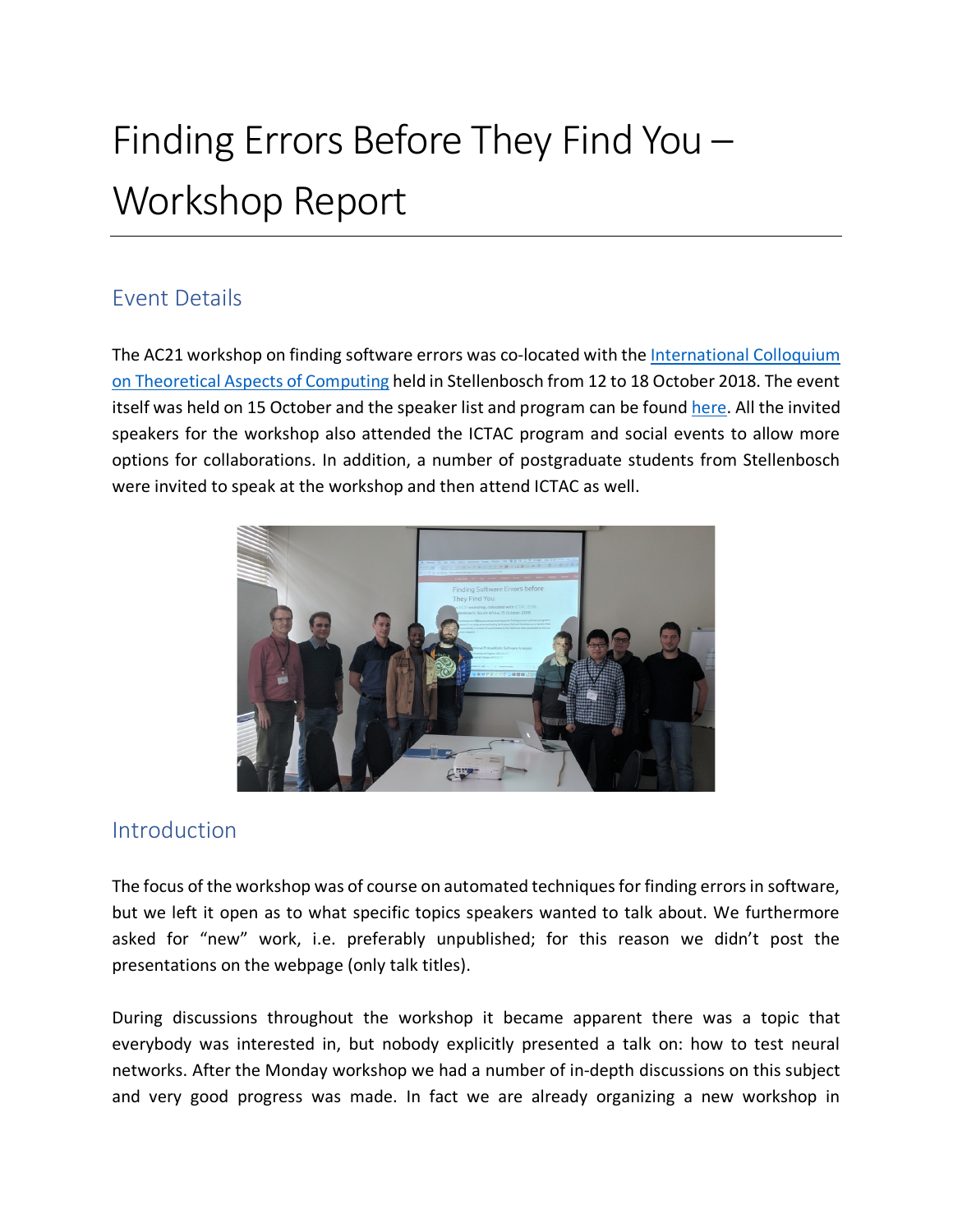# Finding Errors Before They Find You – Workshop Report

## Event Details

The AC21 workshop on finding software errors was co-located with the International Colloquium on Theoretical Aspects of Computing held in Stellenbosch from 12 to 18 October 2018. The event itself was held on 15 October and the speaker list and program can be found here. All the invited speakers for the workshop also attended the ICTAC program and social events to allow more options for collaborations. In addition, a number of postgraduate students from Stellenbosch were invited to speak at the workshop and then attend ICTAC as well.

## Introduction

The focus of the workshop was of course on automated techniques for finding errors in software, but we left it open as to what specific topics speakers wanted to talk about. We furthermore asked for "new" work, i.e. preferably unpublished; for this reason we didn't post the presentations on the webpage (only talk titles).

During discussions throughout the workshop it became apparent there was a topic that everybody was interested in, but nobody explicitly presented a talk on: how to test neural networks. After the Monday workshop we had a number of in-depth discussions on this subject and very good progress was made. In fact we are already organizing a new workshop in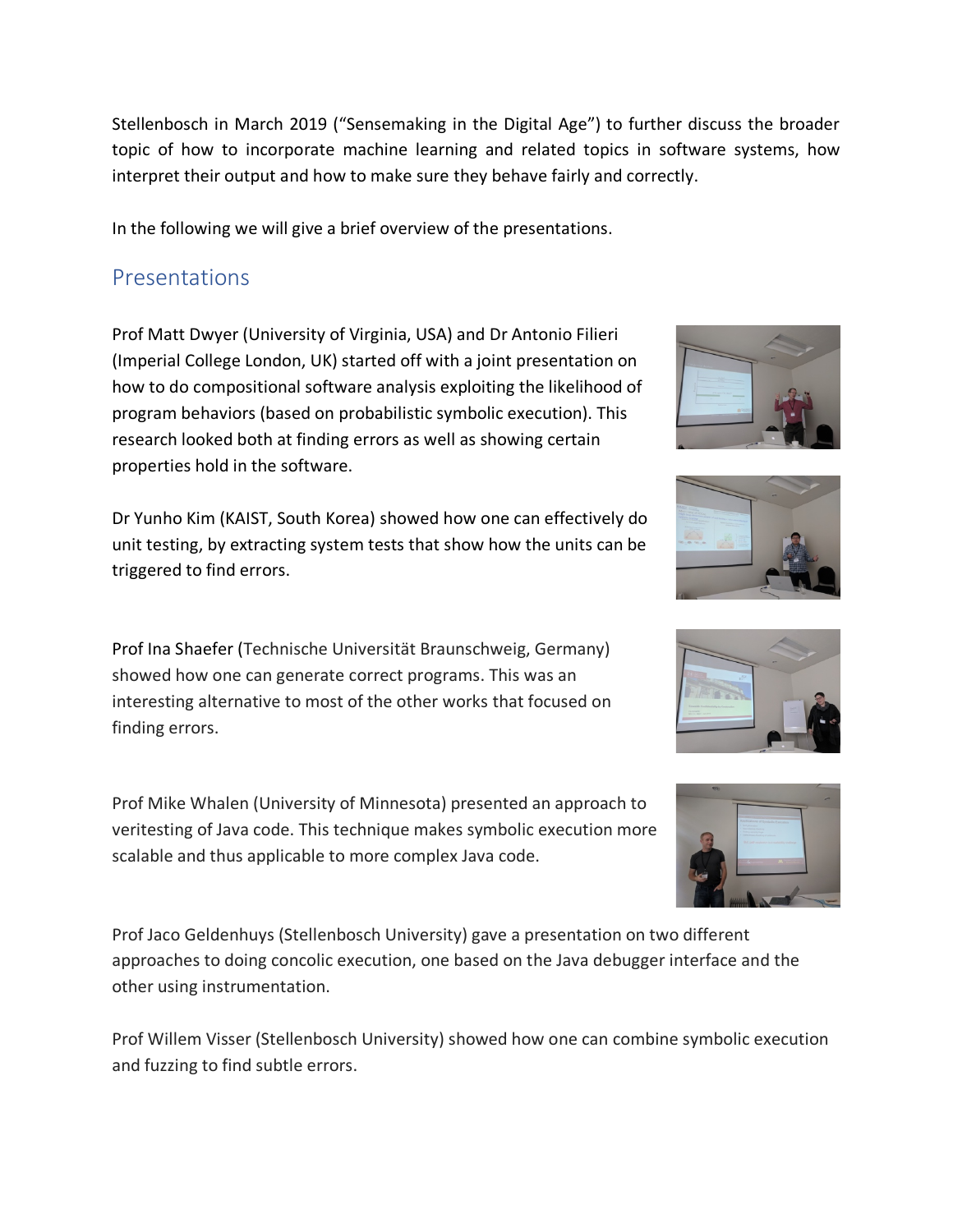Stellenbosch in March 2019 ("Sensemaking in the Digital Age") to further discuss the broader topic of how to incorporate machine learning and related topics in software systems, how interpret their output and how to make sure they behave fairly and correctly.

In the following we will give a brief overview of the presentations.

## Presentations

Prof Matt Dwyer (University of Virginia, USA) and Dr Antonio Filieri (Imperial College London, UK) started off with a joint presentation on how to do compositional software analysis exploiting the likelihood of program behaviors (based on probabilistic symbolic execution). This research looked both at finding errors as well as showing certain properties hold in the software.

Dr Yunho Kim (KAIST, South Korea) showed how one can effectively do unit testing, by extracting system tests that show how the units can be triggered to find errors.

Prof Ina Shaefer (Technische Universität Braunschweig, Germany) showed how one can generate correct programs. This was an interesting alternative to most of the other works that focused on finding errors.

Prof Mike Whalen (University of Minnesota) presented an approach to veritesting of Java code. This technique makes symbolic execution more scalable and thus applicable to more complex Java code.

Prof Jaco Geldenhuys (Stellenbosch University) gave a presentation on two different approaches to doing concolic execution, one based on the Java debugger interface and the other using instrumentation.

Prof Willem Visser (Stellenbosch University) showed how one can combine symbolic execution and fuzzing to find subtle errors.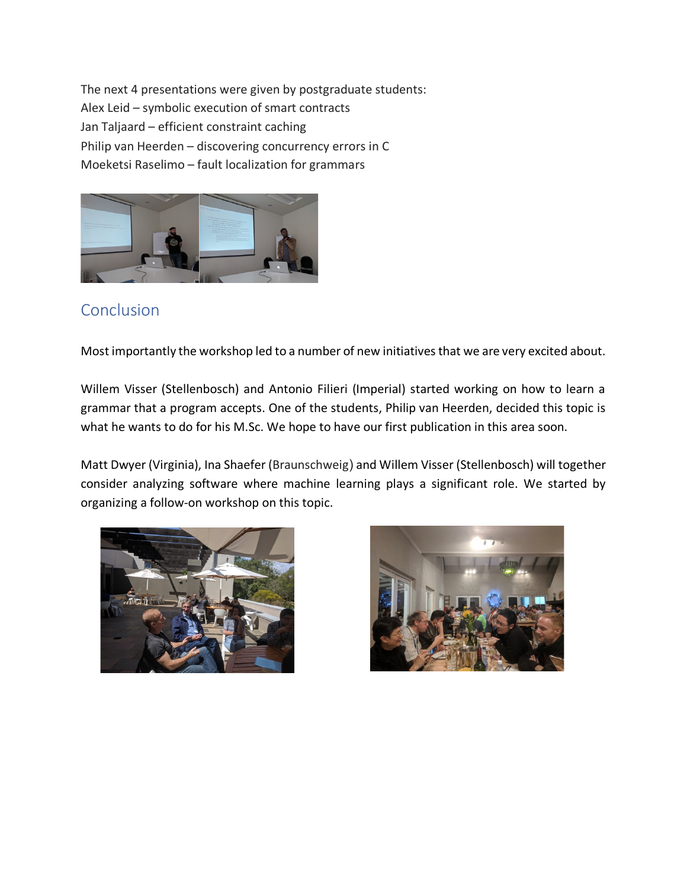The next 4 presentations were given by postgraduate students:
Alex Leid – symbolic execution of smart contracts
Jan Taljaard – efficient constraint caching
Philip van Heerden – discovering concurrency errors in C
Moeketsi Raselimo – fault localization for grammars

## Conclusion

Most importantly the workshop led to a number of new initiatives that we are very excited about.

Willem Visser (Stellenbosch) and Antonio Filieri (Imperial) started working on how to learn a grammar that a program accepts. One of the students, Philip van Heerden, decided this topic is what he wants to do for his M.Sc. We hope to have our first publication in this area soon.

Matt Dwyer (Virginia), Ina Shaefer (Braunschweig) and Willem Visser (Stellenbosch) will together consider analyzing software where machine learning plays a significant role. We started by organizing a follow-on workshop on this topic.